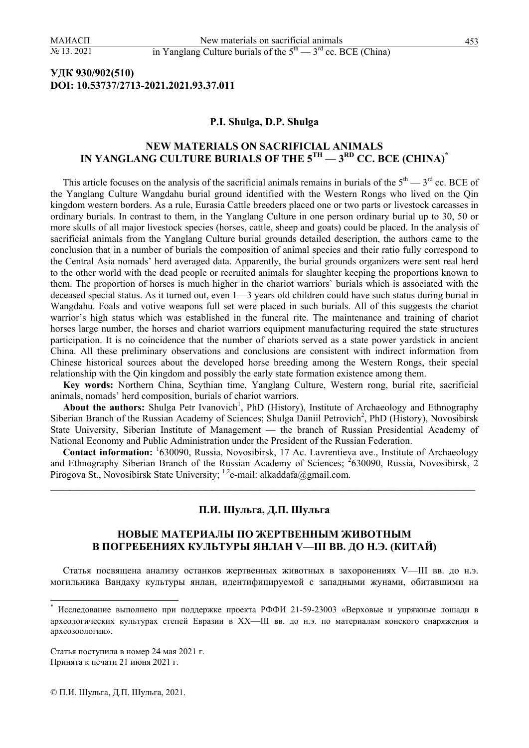**УДК 930/902(510)**
**DOI: 10.53737/2713-2021.2021.93.37.011**

**P.I. Shulga, D.P. Shulga**

## NEW MATERIALS ON SACRIFICIAL ANIMALS IN YANGLANG CULTURE BURIALS OF THE 5TH — 3RD CC. BCE (CHINA)*

This article focuses on the analysis of the sacrificial animals remains in burials of the 5th — 3rd cc. BCE of the Yanglang Culture Wangdahu burial ground identified with the Western Rongs who lived on the Qin kingdom western borders. As a rule, Eurasia Cattle breeders placed one or two parts or livestock carcasses in ordinary burials. In contrast to them, in the Yanglang Culture in one person ordinary burial up to 30, 50 or more skulls of all major livestock species (horses, cattle, sheep and goats) could be placed. In the analysis of sacrificial animals from the Yanglang Culture burial grounds detailed description, the authors came to the conclusion that in a number of burials the composition of animal species and their ratio fully correspond to the Central Asia nomads' herd averaged data. Apparently, the burial grounds organizers were sent real herd to the other world with the dead people or recruited animals for slaughter keeping the proportions known to them. The proportion of horses is much higher in the chariot warriors` burials which is associated with the deceased special status. As it turned out, even 1—3 years old children could have such status during burial in Wangdahu. Foals and votive weapons full set were placed in such burials. All of this suggests the chariot warrior's high status which was established in the funeral rite. The maintenance and training of chariot horses large number, the horses and chariot warriors equipment manufacturing required the state structures participation. It is no coincidence that the number of chariots served as a state power yardstick in ancient China. All these preliminary observations and conclusions are consistent with indirect information from Chinese historical sources about the developed horse breeding among the Western Rongs, their special relationship with the Qin kingdom and possibly the early state formation existence among them.

**Key words:** Northern China, Scythian time, Yanglang Culture, Western rong, burial rite, sacrificial animals, nomads' herd composition, burials of chariot warriors.

**About the authors:** Shulga Petr Ivanovich[1], PhD (History), Institute of Archaeology and Ethnography Siberian Branch of the Russian Academy of Sciences; Shulga Daniil Petrovich[2], PhD (History), Novosibirsk State University, Siberian Institute of Management — the branch of Russian Presidential Academy of National Economy and Public Administration under the President of the Russian Federation.

**Contact information:** [1]630090, Russia, Novosibirsk, 17 Ac. Lavrentieva ave., Institute of Archaeology and Ethnography Siberian Branch of the Russian Academy of Sciences; [2]630090, Russia, Novosibirsk, 2 Pirogova St., Novosibirsk State University; [1,2]e-mail: alkaddafa@gmail.com.

---

**П.И. Шульга, Д.П. Шульга**

## НОВЫЕ МАТЕРИАЛЫ ПО ЖЕРТВЕННЫМ ЖИВОТНЫМ В ПОГРЕБЕНИЯХ КУЛЬТУРЫ ЯНЛАН V—III ВВ. ДО Н.Э. (КИТАЙ)

Статья посвящена анализу останков жертвенных животных в захоронениях V—III вв. до н.э. могильника Вандаху культуры янлан, идентифицируемой с западными жунами, обитавшими на

---

\* Исследование выполнено при поддержке проекта РФФИ 21-59-23003 «Верховые и упряжные лошади в археологических культурах степей Евразии в XX—III вв. до н.э. по материалам конского снаряжения и археозоологии».

Статья поступила в номер 24 мая 2021 г.
Принята к печати 21 июня 2021 г.

© П.И. Шульга, Д.П. Шульга, 2021.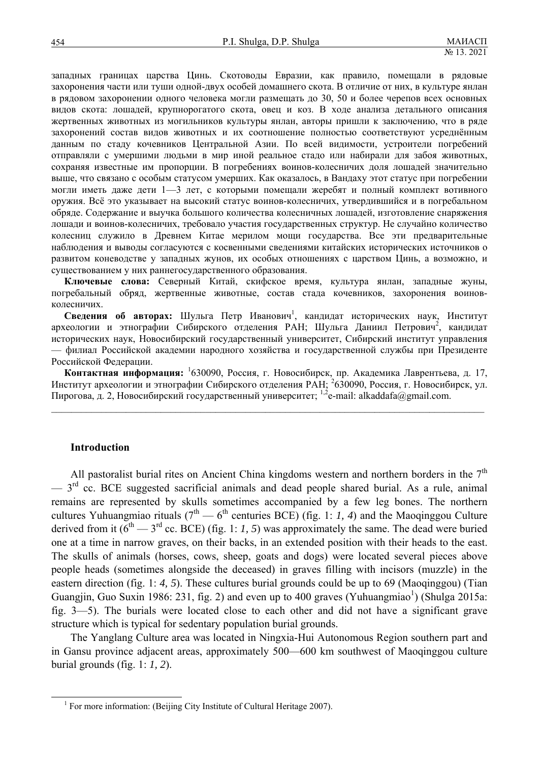западных границах царства Цинь. Скотоводы Евразии, как правило, помещали в рядовые захоронения части или туши одной-двух особей домашнего скота. В отличие от них, в культуре янлан в рядовом захоронении одного человека могли размещать до 30, 50 и более черепов всех основных видов скота: лошадей, крупнорогатого скота, овец и коз. В ходе анализа детального описания жертвенных животных из могильников культуры янлан, авторы пришли к заключению, что в ряде захоронений состав видов животных и их соотношение полностью соответствуют усреднённым данным по стаду кочевников Центральной Азии. По всей видимости, устроители погребений отправляли с умершими людьми в мир иной реальное стадо или набирали для забоя животных, сохраняя известные им пропорции. В погребениях воинов-колесничих доля лошадей значительно выше, что связано с особым статусом умерших. Как оказалось, в Вандаху этот статус при погребении могли иметь даже дети 1—3 лет, с которыми помещали жеребят и полный комплект вотивного оружия. Всё это указывает на высокий статус воинов-колесничих, утвердившийся и в погребальном обряде. Содержание и выучка большого количества колесничных лошадей, изготовление снаряжения лошади и воинов-колесничих, требовало участия государственных структур. Не случайно количество колесниц служило в Древнем Китае мерилом мощи государства. Все эти предварительные наблюдения и выводы согласуются с косвенными сведениями китайских исторических источников о развитом коневодстве у западных жунов, их особых отношениях с царством Цинь, а возможно, и существованием у них раннегосударственного образования.

**Ключевые слова:** Северный Китай, скифское время, культура янлан, западные жуны, погребальный обряд, жертвенные животные, состав стада кочевников, захоронения воинов-колесничих.

**Сведения об авторах:** Шульга Петр Иванович[1], кандидат исторических наук, Институт археологии и этнографии Сибирского отделения РАН; Шульга Даниил Петрович[2], кандидат исторических наук, Новосибирский государственный университет, Сибирский институт управления — филиал Российской академии народного хозяйства и государственной службы при Президенте Российской Федерации.

**Контактная информация:** [1]630090, Россия, г. Новосибирск, пр. Академика Лаврентьева, д. 17, Институт археологии и этнографии Сибирского отделения РАН; [2]630090, Россия, г. Новосибирск, ул. Пирогова, д. 2, Новосибирский государственный университет; [1,2]e-mail: alkaddafa@gmail.com.

---

### Introduction

All pastoralist burial rites on Ancient China kingdoms western and northern borders in the 7th — 3rd cc. BCE suggested sacrificial animals and dead people shared burial. As a rule, animal remains are represented by skulls sometimes accompanied by a few leg bones. The northern cultures Yuhuangmiao rituals (7th — 6th centuries BCE) (fig. 1: *1, 4*) and the Maoqinggou Culture derived from it (6th — 3rd cc. BCE) (fig. 1: *1, 5*) was approximately the same. The dead were buried one at a time in narrow graves, on their backs, in an extended position with their heads to the east. The skulls of animals (horses, cows, sheep, goats and dogs) were located several pieces above people heads (sometimes alongside the deceased) in graves filling with incisors (muzzle) in the eastern direction (fig. 1: *4, 5*). These cultures burial grounds could be up to 69 (Maoqinggou) (Tian Guangjin, Guo Suxin 1986: 231, fig. 2) and even up to 400 graves (Yuhuangmiao[1]) (Shulga 2015a: fig. 3—5). The burials were located close to each other and did not have a significant grave structure which is typical for sedentary population burial grounds.

The Yanglang Culture area was located in Ningxia-Hui Autonomous Region southern part and in Gansu province adjacent areas, approximately 500—600 km southwest of Maoqinggou culture burial grounds (fig. 1: *1, 2*).

---

[1] For more information: (Beijing City Institute of Cultural Heritage 2007).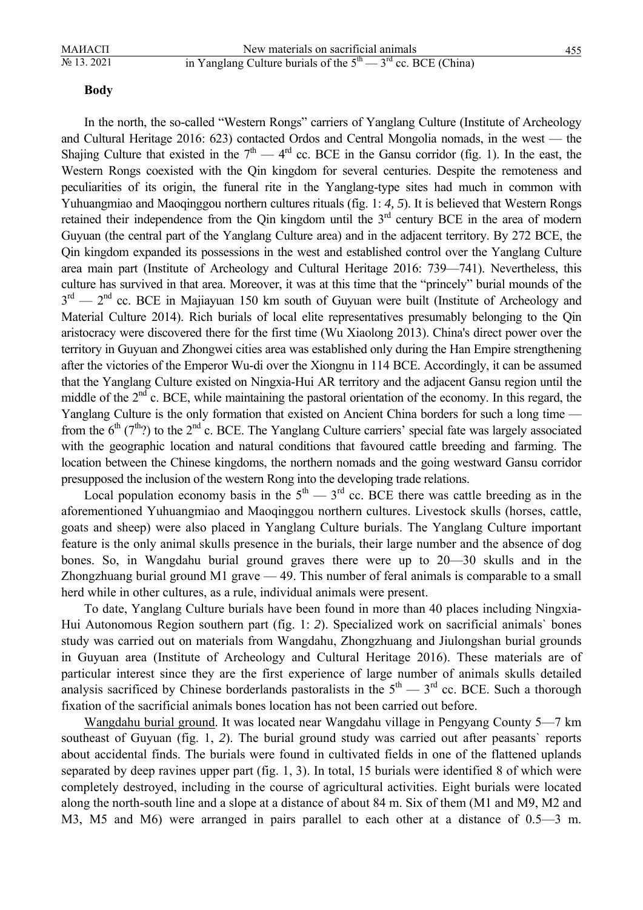**Body**

In the north, the so-called "Western Rongs" carriers of Yanglang Culture (Institute of Archeology and Cultural Heritage 2016: 623) contacted Ordos and Central Mongolia nomads, in the west — the Shajing Culture that existed in the 7th — 4rd cc. BCE in the Gansu corridor (fig. 1). In the east, the Western Rongs coexisted with the Qin kingdom for several centuries. Despite the remoteness and peculiarities of its origin, the funeral rite in the Yanglang-type sites had much in common with Yuhuangmiao and Maoqinggou northern cultures rituals (fig. 1: *4, 5*). It is believed that Western Rongs retained their independence from the Qin kingdom until the 3rd century BCE in the area of modern Guyuan (the central part of the Yanglang Culture area) and in the adjacent territory. By 272 BCE, the Qin kingdom expanded its possessions in the west and established control over the Yanglang Culture area main part (Institute of Archeology and Cultural Heritage 2016: 739—741). Nevertheless, this culture has survived in that area. Moreover, it was at this time that the "princely" burial mounds of the 3rd — 2nd cc. BCE in Majiayuan 150 km south of Guyuan were built (Institute of Archeology and Material Culture 2014). Rich burials of local elite representatives presumably belonging to the Qin aristocracy were discovered there for the first time (Wu Xiaolong 2013). China's direct power over the territory in Guyuan and Zhongwei cities area was established only during the Han Empire strengthening after the victories of the Emperor Wu-di over the Xiongnu in 114 BCE. Accordingly, it can be assumed that the Yanglang Culture existed on Ningxia-Hui AR territory and the adjacent Gansu region until the middle of the 2nd c. BCE, while maintaining the pastoral orientation of the economy. In this regard, the Yanglang Culture is the only formation that existed on Ancient China borders for such a long time — from the 6th (7th?) to the 2nd c. BCE. The Yanglang Culture carriers' special fate was largely associated with the geographic location and natural conditions that favoured cattle breeding and farming. The location between the Chinese kingdoms, the northern nomads and the going westward Gansu corridor presupposed the inclusion of the western Rong into the developing trade relations.

Local population economy basis in the 5th — 3rd cc. BCE there was cattle breeding as in the aforementioned Yuhuangmiao and Maoqinggou northern cultures. Livestock skulls (horses, cattle, goats and sheep) were also placed in Yanglang Culture burials. The Yanglang Culture important feature is the only animal skulls presence in the burials, their large number and the absence of dog bones. So, in Wangdahu burial ground graves there were up to 20—30 skulls and in the Zhongzhuang burial ground M1 grave — 49. This number of feral animals is comparable to a small herd while in other cultures, as a rule, individual animals were present.

To date, Yanglang Culture burials have been found in more than 40 places including Ningxia-Hui Autonomous Region southern part (fig. 1: *2*). Specialized work on sacrificial animals` bones study was carried out on materials from Wangdahu, Zhongzhuang and Jiulongshan burial grounds in Guyuan area (Institute of Archeology and Cultural Heritage 2016). These materials are of particular interest since they are the first experience of large number of animals skulls detailed analysis sacrificed by Chinese borderlands pastoralists in the 5th — 3rd cc. BCE. Such a thorough fixation of the sacrificial animals bones location has not been carried out before.

<u>Wangdahu burial ground</u>. It was located near Wangdahu village in Pengyang County 5—7 km southeast of Guyuan (fig. 1, *2*). The burial ground study was carried out after peasants` reports about accidental finds. The burials were found in cultivated fields in one of the flattened uplands separated by deep ravines upper part (fig. 1, 3). In total, 15 burials were identified 8 of which were completely destroyed, including in the course of agricultural activities. Eight burials were located along the north-south line and a slope at a distance of about 84 m. Six of them (M1 and M9, M2 and M3, M5 and M6) were arranged in pairs parallel to each other at a distance of 0.5—3 m.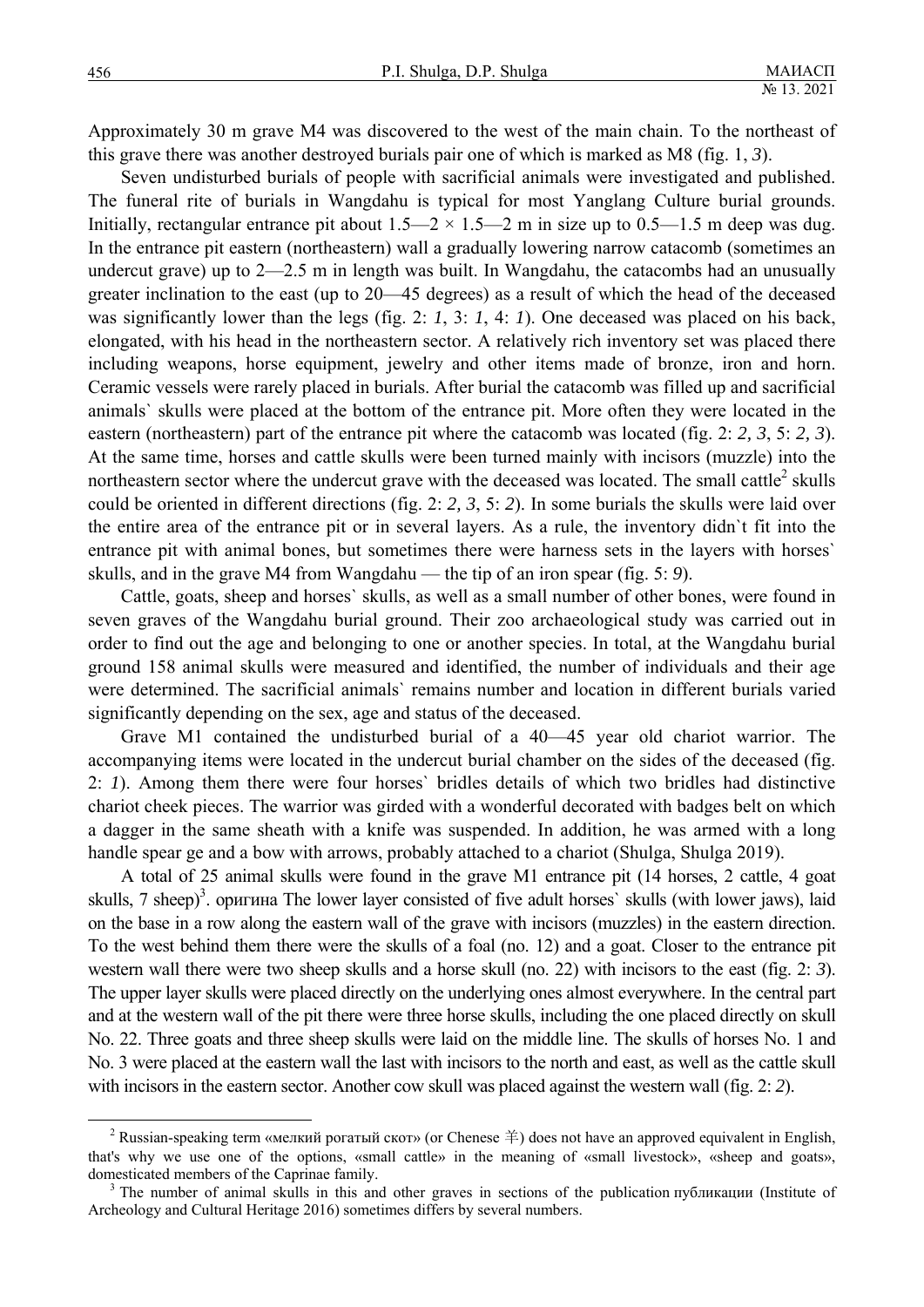Approximately 30 m grave M4 was discovered to the west of the main chain. To the northeast of this grave there was another destroyed burials pair one of which is marked as M8 (fig. 1, *3*).

Seven undisturbed burials of people with sacrificial animals were investigated and published. The funeral rite of burials in Wangdahu is typical for most Yanglang Culture burial grounds. Initially, rectangular entrance pit about 1.5—2 × 1.5—2 m in size up to 0.5—1.5 m deep was dug. In the entrance pit eastern (northeastern) wall a gradually lowering narrow catacomb (sometimes an undercut grave) up to 2—2.5 m in length was built. In Wangdahu, the catacombs had an unusually greater inclination to the east (up to 20—45 degrees) as a result of which the head of the deceased was significantly lower than the legs (fig. 2: *1*, 3: *1*, 4: *1*). One deceased was placed on his back, elongated, with his head in the northeastern sector. A relatively rich inventory set was placed there including weapons, horse equipment, jewelry and other items made of bronze, iron and horn. Ceramic vessels were rarely placed in burials. After burial the catacomb was filled up and sacrificial animals` skulls were placed at the bottom of the entrance pit. More often they were located in the eastern (northeastern) part of the entrance pit where the catacomb was located (fig. 2: *2, 3*, 5: *2, 3*). At the same time, horses and cattle skulls were been turned mainly with incisors (muzzle) into the northeastern sector where the undercut grave with the deceased was located. The small cattle[2] skulls could be oriented in different directions (fig. 2: *2, 3*, 5: *2*). In some burials the skulls were laid over the entire area of the entrance pit or in several layers. As a rule, the inventory didn`t fit into the entrance pit with animal bones, but sometimes there were harness sets in the layers with horses` skulls, and in the grave M4 from Wangdahu — the tip of an iron spear (fig. 5: *9*).

Cattle, goats, sheep and horses` skulls, as well as a small number of other bones, were found in seven graves of the Wangdahu burial ground. Their zoo archaeological study was carried out in order to find out the age and belonging to one or another species. In total, at the Wangdahu burial ground 158 animal skulls were measured and identified, the number of individuals and their age were determined. The sacrificial animals` remains number and location in different burials varied significantly depending on the sex, age and status of the deceased.

Grave M1 contained the undisturbed burial of a 40—45 year old chariot warrior. The accompanying items were located in the undercut burial chamber on the sides of the deceased (fig. 2: *1*). Among them there were four horses` bridles details of which two bridles had distinctive chariot cheek pieces. The warrior was girded with a wonderful decorated with badges belt on which a dagger in the same sheath with a knife was suspended. In addition, he was armed with a long handle spear ge and a bow with arrows, probably attached to a chariot (Shulga, Shulga 2019).

A total of 25 animal skulls were found in the grave M1 entrance pit (14 horses, 2 cattle, 4 goat skulls, 7 sheep)[3]. оригина The lower layer consisted of five adult horses` skulls (with lower jaws), laid on the base in a row along the eastern wall of the grave with incisors (muzzles) in the eastern direction. To the west behind them there were the skulls of a foal (no. 12) and a goat. Closer to the entrance pit western wall there were two sheep skulls and a horse skull (no. 22) with incisors to the east (fig. 2: *3*). The upper layer skulls were placed directly on the underlying ones almost everywhere. In the central part and at the western wall of the pit there were three horse skulls, including the one placed directly on skull No. 22. Three goats and three sheep skulls were laid on the middle line. The skulls of horses No. 1 and No. 3 were placed at the eastern wall the last with incisors to the north and east, as well as the cattle skull with incisors in the eastern sector. Another cow skull was placed against the western wall (fig. 2: *2*).

---

[2] Russian-speaking term «мелкий рогатый скот» (or Chenese 羊) does not have an approved equivalent in English, that's why we use one of the options, «small cattle» in the meaning of «small livestock», «sheep and goats», domesticated members of the Caprinae family.

[3] The number of animal skulls in this and other graves in sections of the publication публикации (Institute of Archeology and Cultural Heritage 2016) sometimes differs by several numbers.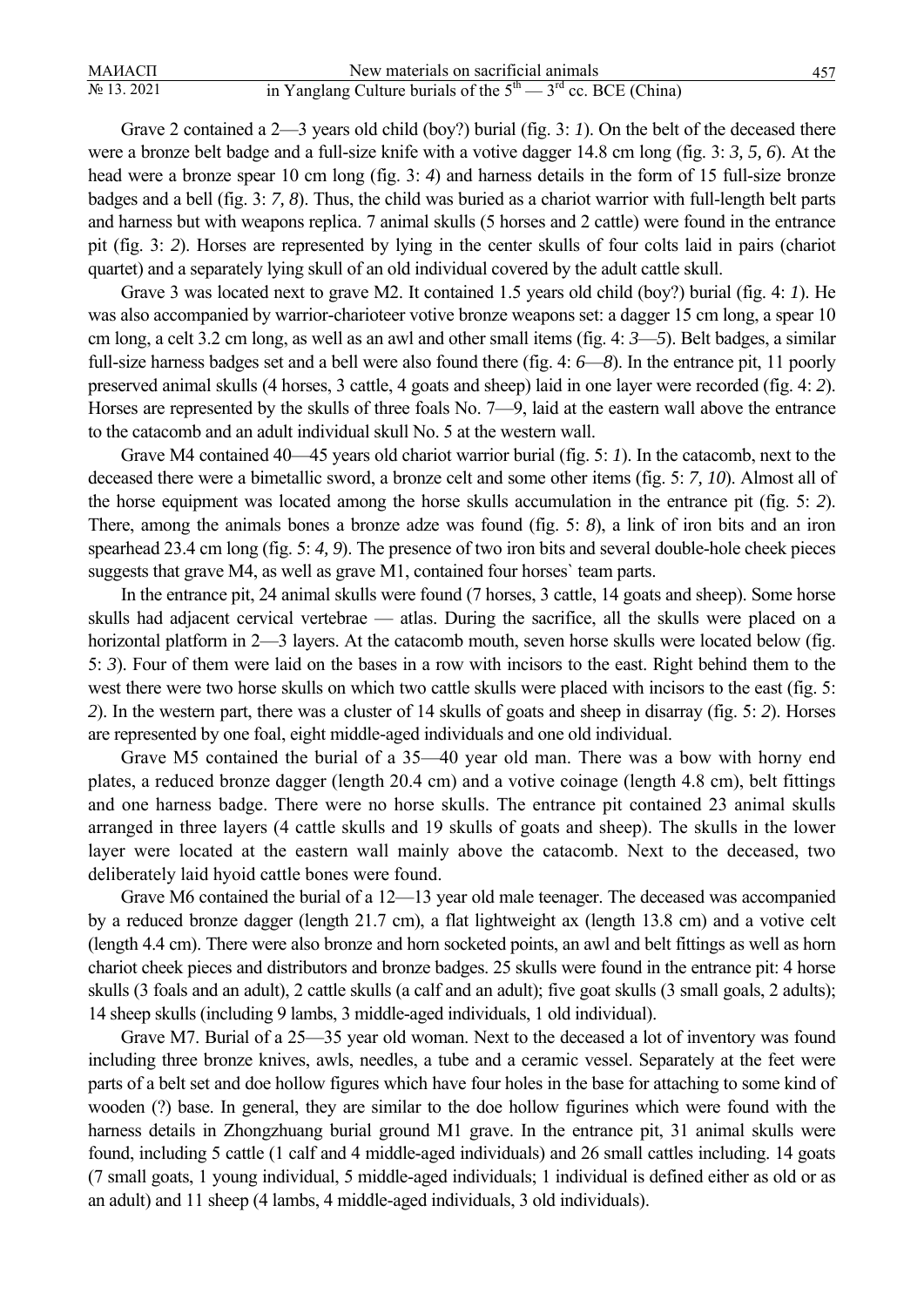Grave 2 contained a 2—3 years old child (boy?) burial (fig. 3: *1*). On the belt of the deceased there were a bronze belt badge and a full-size knife with a votive dagger 14.8 cm long (fig. 3: *3, 5, 6*). At the head were a bronze spear 10 cm long (fig. 3: *4*) and harness details in the form of 15 full-size bronze badges and a bell (fig. 3: *7, 8*). Thus, the child was buried as a chariot warrior with full-length belt parts and harness but with weapons replica. 7 animal skulls (5 horses and 2 cattle) were found in the entrance pit (fig. 3: *2*). Horses are represented by lying in the center skulls of four colts laid in pairs (chariot quartet) and a separately lying skull of an old individual covered by the adult cattle skull.

Grave 3 was located next to grave M2. It contained 1.5 years old child (boy?) burial (fig. 4: *1*). He was also accompanied by warrior-charioteer votive bronze weapons set: a dagger 15 cm long, a spear 10 cm long, a celt 3.2 cm long, as well as an awl and other small items (fig. 4: *3*—*5*). Belt badges, a similar full-size harness badges set and a bell were also found there (fig. 4: *6*—*8*). In the entrance pit, 11 poorly preserved animal skulls (4 horses, 3 cattle, 4 goats and sheep) laid in one layer were recorded (fig. 4: *2*). Horses are represented by the skulls of three foals No. 7—9, laid at the eastern wall above the entrance to the catacomb and an adult individual skull No. 5 at the western wall.

Grave M4 contained 40—45 years old chariot warrior burial (fig. 5: *1*). In the catacomb, next to the deceased there were a bimetallic sword, a bronze celt and some other items (fig. 5: *7, 10*). Almost all of the horse equipment was located among the horse skulls accumulation in the entrance pit (fig. 5: *2*). There, among the animals bones a bronze adze was found (fig. 5: *8*), a link of iron bits and an iron spearhead 23.4 cm long (fig. 5: *4, 9*). The presence of two iron bits and several double-hole cheek pieces suggests that grave M4, as well as grave M1, contained four horses` team parts.

In the entrance pit, 24 animal skulls were found (7 horses, 3 cattle, 14 goats and sheep). Some horse skulls had adjacent cervical vertebrae — atlas. During the sacrifice, all the skulls were placed on a horizontal platform in 2—3 layers. At the catacomb mouth, seven horse skulls were located below (fig. 5: *3*). Four of them were laid on the bases in a row with incisors to the east. Right behind them to the west there were two horse skulls on which two cattle skulls were placed with incisors to the east (fig. 5: *2*). In the western part, there was a cluster of 14 skulls of goats and sheep in disarray (fig. 5: *2*). Horses are represented by one foal, eight middle-aged individuals and one old individual.

Grave M5 contained the burial of a 35—40 year old man. There was a bow with horny end plates, a reduced bronze dagger (length 20.4 cm) and a votive coinage (length 4.8 cm), belt fittings and one harness badge. There were no horse skulls. The entrance pit contained 23 animal skulls arranged in three layers (4 cattle skulls and 19 skulls of goats and sheep). The skulls in the lower layer were located at the eastern wall mainly above the catacomb. Next to the deceased, two deliberately laid hyoid cattle bones were found.

Grave M6 contained the burial of a 12—13 year old male teenager. The deceased was accompanied by a reduced bronze dagger (length 21.7 cm), a flat lightweight ax (length 13.8 cm) and a votive celt (length 4.4 cm). There were also bronze and horn socketed points, an awl and belt fittings as well as horn chariot cheek pieces and distributors and bronze badges. 25 skulls were found in the entrance pit: 4 horse skulls (3 foals and an adult), 2 cattle skulls (a calf and an adult); five goat skulls (3 small goals, 2 adults); 14 sheep skulls (including 9 lambs, 3 middle-aged individuals, 1 old individual).

Grave M7. Burial of a 25—35 year old woman. Next to the deceased a lot of inventory was found including three bronze knives, awls, needles, a tube and a ceramic vessel. Separately at the feet were parts of a belt set and doe hollow figures which have four holes in the base for attaching to some kind of wooden (?) base. In general, they are similar to the doe hollow figurines which were found with the harness details in Zhongzhuang burial ground M1 grave. In the entrance pit, 31 animal skulls were found, including 5 cattle (1 calf and 4 middle-aged individuals) and 26 small cattles including. 14 goats (7 small goats, 1 young individual, 5 middle-aged individuals; 1 individual is defined either as old or as an adult) and 11 sheep (4 lambs, 4 middle-aged individuals, 3 old individuals).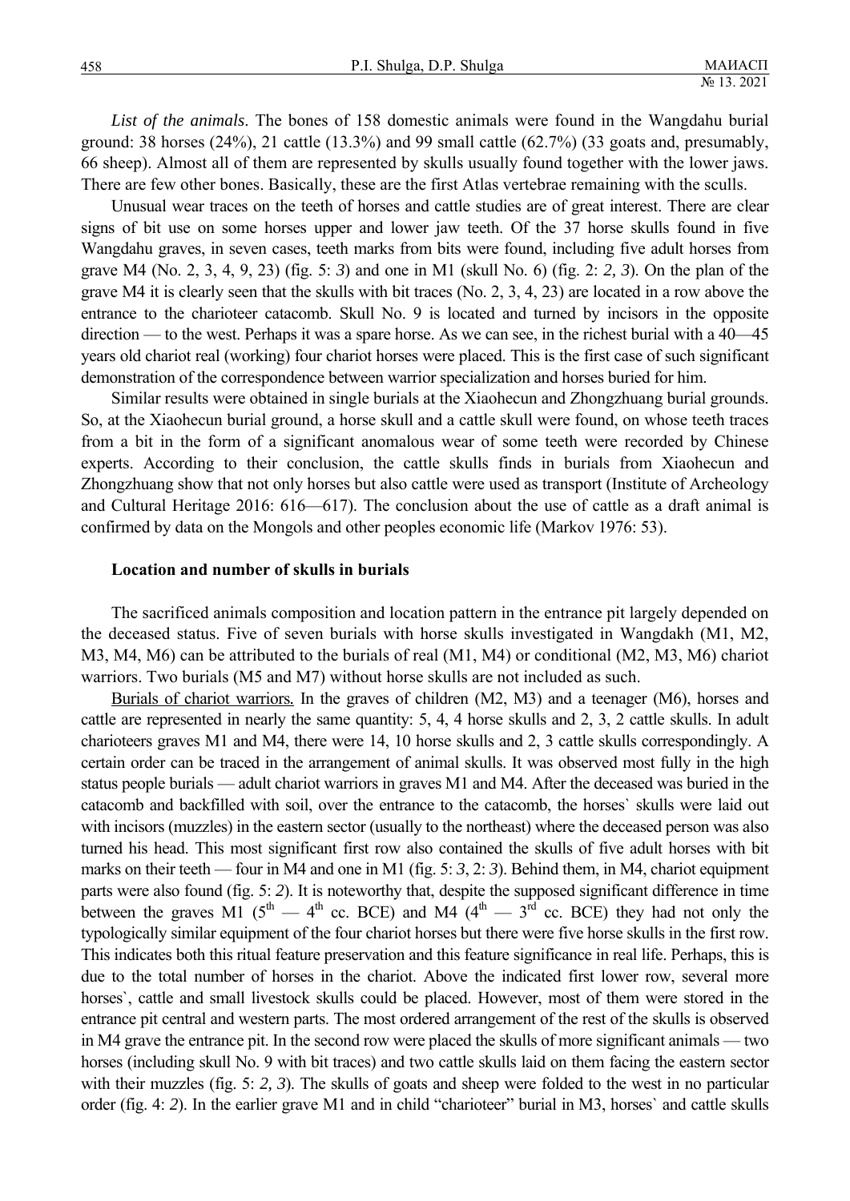*List of the animals*. The bones of 158 domestic animals were found in the Wangdahu burial ground: 38 horses (24%), 21 cattle (13.3%) and 99 small cattle (62.7%) (33 goats and, presumably, 66 sheep). Almost all of them are represented by skulls usually found together with the lower jaws. There are few other bones. Basically, these are the first Atlas vertebrae remaining with the sculls.

Unusual wear traces on the teeth of horses and cattle studies are of great interest. There are clear signs of bit use on some horses upper and lower jaw teeth. Of the 37 horse skulls found in five Wangdahu graves, in seven cases, teeth marks from bits were found, including five adult horses from grave M4 (No. 2, 3, 4, 9, 23) (fig. 5: *3*) and one in M1 (skull No. 6) (fig. 2: *2, 3*). On the plan of the grave M4 it is clearly seen that the skulls with bit traces (No. 2, 3, 4, 23) are located in a row above the entrance to the charioteer catacomb. Skull No. 9 is located and turned by incisors in the opposite direction — to the west. Perhaps it was a spare horse. As we can see, in the richest burial with a 40—45 years old chariot real (working) four chariot horses were placed. This is the first case of such significant demonstration of the correspondence between warrior specialization and horses buried for him.

Similar results were obtained in single burials at the Xiaohecun and Zhongzhuang burial grounds. So, at the Xiaohecun burial ground, a horse skull and a cattle skull were found, on whose teeth traces from a bit in the form of a significant anomalous wear of some teeth were recorded by Chinese experts. According to their conclusion, the cattle skulls finds in burials from Xiaohecun and Zhongzhuang show that not only horses but also cattle were used as transport (Institute of Archeology and Cultural Heritage 2016: 616—617). The conclusion about the use of cattle as a draft animal is confirmed by data on the Mongols and other peoples economic life (Markov 1976: 53).

## Location and number of skulls in burials

The sacrificed animals composition and location pattern in the entrance pit largely depended on the deceased status. Five of seven burials with horse skulls investigated in Wangdakh (M1, M2, M3, M4, M6) can be attributed to the burials of real (M1, M4) or conditional (M2, M3, M6) chariot warriors. Two burials (M5 and M7) without horse skulls are not included as such.

<u>Burials of chariot warriors.</u> In the graves of children (M2, M3) and a teenager (M6), horses and cattle are represented in nearly the same quantity: 5, 4, 4 horse skulls and 2, 3, 2 cattle skulls. In adult charioteers graves M1 and M4, there were 14, 10 horse skulls and 2, 3 cattle skulls correspondingly. A certain order can be traced in the arrangement of animal skulls. It was observed most fully in the high status people burials — adult chariot warriors in graves M1 and M4. After the deceased was buried in the catacomb and backfilled with soil, over the entrance to the catacomb, the horses` skulls were laid out with incisors (muzzles) in the eastern sector (usually to the northeast) where the deceased person was also turned his head. This most significant first row also contained the skulls of five adult horses with bit marks on their teeth — four in M4 and one in M1 (fig. 5: *3*, 2: *3*). Behind them, in M4, chariot equipment parts were also found (fig. 5: *2*). It is noteworthy that, despite the supposed significant difference in time between the graves M1 (5th — 4th cc. BCE) and M4 (4th — 3rd cc. BCE) they had not only the typologically similar equipment of the four chariot horses but there were five horse skulls in the first row. This indicates both this ritual feature preservation and this feature significance in real life. Perhaps, this is due to the total number of horses in the chariot. Above the indicated first lower row, several more horses`, cattle and small livestock skulls could be placed. However, most of them were stored in the entrance pit central and western parts. The most ordered arrangement of the rest of the skulls is observed in M4 grave the entrance pit. In the second row were placed the skulls of more significant animals — two horses (including skull No. 9 with bit traces) and two cattle skulls laid on them facing the eastern sector with their muzzles (fig. 5: *2, 3*). The skulls of goats and sheep were folded to the west in no particular order (fig. 4: *2*). In the earlier grave M1 and in child "charioteer" burial in M3, horses` and cattle skulls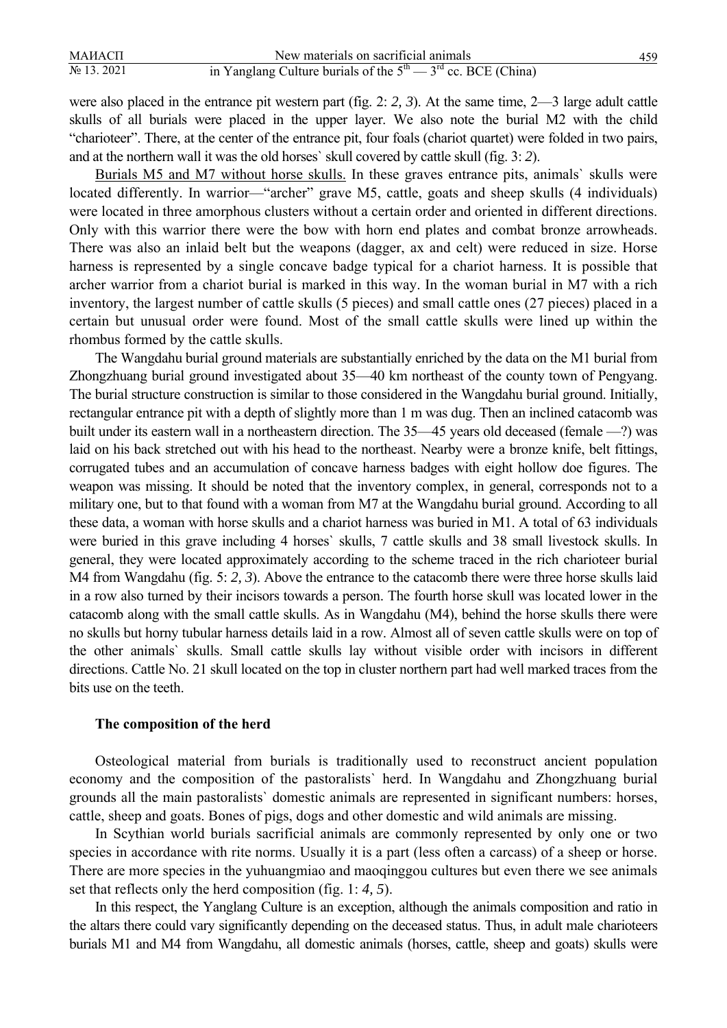were also placed in the entrance pit western part (fig. 2: *2, 3*). At the same time, 2—3 large adult cattle skulls of all burials were placed in the upper layer. We also note the burial M2 with the child "charioteer". There, at the center of the entrance pit, four foals (chariot quartet) were folded in two pairs, and at the northern wall it was the old horses` skull covered by cattle skull (fig. 3: *2*).

Burials M5 and M7 without horse skulls. In these graves entrance pits, animals` skulls were located differently. In warrior—"archer" grave M5, cattle, goats and sheep skulls (4 individuals) were located in three amorphous clusters without a certain order and oriented in different directions. Only with this warrior there were the bow with horn end plates and combat bronze arrowheads. There was also an inlaid belt but the weapons (dagger, ax and celt) were reduced in size. Horse harness is represented by a single concave badge typical for a chariot harness. It is possible that archer warrior from a chariot burial is marked in this way. In the woman burial in M7 with a rich inventory, the largest number of cattle skulls (5 pieces) and small cattle ones (27 pieces) placed in a certain but unusual order were found. Most of the small cattle skulls were lined up within the rhombus formed by the cattle skulls.

The Wangdahu burial ground materials are substantially enriched by the data on the M1 burial from Zhongzhuang burial ground investigated about 35—40 km northeast of the county town of Pengyang. The burial structure construction is similar to those considered in the Wangdahu burial ground. Initially, rectangular entrance pit with a depth of slightly more than 1 m was dug. Then an inclined catacomb was built under its eastern wall in a northeastern direction. The 35—45 years old deceased (female —?) was laid on his back stretched out with his head to the northeast. Nearby were a bronze knife, belt fittings, corrugated tubes and an accumulation of concave harness badges with eight hollow doe figures. The weapon was missing. It should be noted that the inventory complex, in general, corresponds not to a military one, but to that found with a woman from M7 at the Wangdahu burial ground. According to all these data, a woman with horse skulls and a chariot harness was buried in M1. A total of 63 individuals were buried in this grave including 4 horses` skulls, 7 cattle skulls and 38 small livestock skulls. In general, they were located approximately according to the scheme traced in the rich charioteer burial M4 from Wangdahu (fig. 5: *2, 3*). Above the entrance to the catacomb there were three horse skulls laid in a row also turned by their incisors towards a person. The fourth horse skull was located lower in the catacomb along with the small cattle skulls. As in Wangdahu (M4), behind the horse skulls there were no skulls but horny tubular harness details laid in a row. Almost all of seven cattle skulls were on top of the other animals` skulls. Small cattle skulls lay without visible order with incisors in different directions. Cattle No. 21 skull located on the top in cluster northern part had well marked traces from the bits use on the teeth.

### The composition of the herd

Osteological material from burials is traditionally used to reconstruct ancient population economy and the composition of the pastoralists` herd. In Wangdahu and Zhongzhuang burial grounds all the main pastoralists` domestic animals are represented in significant numbers: horses, cattle, sheep and goats. Bones of pigs, dogs and other domestic and wild animals are missing.

In Scythian world burials sacrificial animals are commonly represented by only one or two species in accordance with rite norms. Usually it is a part (less often a carcass) of a sheep or horse. There are more species in the yuhuangmiao and maoqinggou cultures but even there we see animals set that reflects only the herd composition (fig. 1: *4, 5*).

In this respect, the Yanglang Culture is an exception, although the animals composition and ratio in the altars there could vary significantly depending on the deceased status. Thus, in adult male charioteers burials M1 and M4 from Wangdahu, all domestic animals (horses, cattle, sheep and goats) skulls were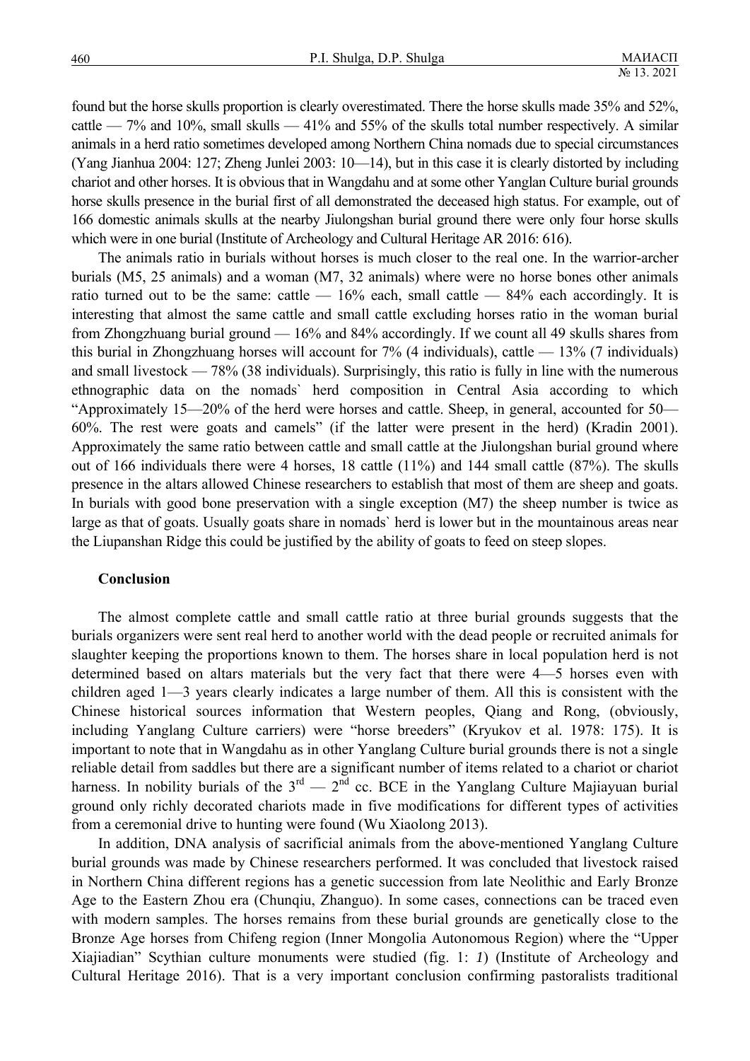found but the horse skulls proportion is clearly overestimated. There the horse skulls made 35% and 52%, cattle — 7% and 10%, small skulls — 41% and 55% of the skulls total number respectively. A similar animals in a herd ratio sometimes developed among Northern China nomads due to special circumstances (Yang Jianhua 2004: 127; Zheng Junlei 2003: 10—14), but in this case it is clearly distorted by including chariot and other horses. It is obvious that in Wangdahu and at some other Yanglan Culture burial grounds horse skulls presence in the burial first of all demonstrated the deceased high status. For example, out of 166 domestic animals skulls at the nearby Jiulongshan burial ground there were only four horse skulls which were in one burial (Institute of Archeology and Cultural Heritage AR 2016: 616).

The animals ratio in burials without horses is much closer to the real one. In the warrior-archer burials (M5, 25 animals) and a woman (M7, 32 animals) where were no horse bones other animals ratio turned out to be the same: cattle — 16% each, small cattle — 84% each accordingly. It is interesting that almost the same cattle and small cattle excluding horses ratio in the woman burial from Zhongzhuang burial ground — 16% and 84% accordingly. If we count all 49 skulls shares from this burial in Zhongzhuang horses will account for 7% (4 individuals), cattle — 13% (7 individuals) and small livestock — 78% (38 individuals). Surprisingly, this ratio is fully in line with the numerous ethnographic data on the nomads` herd composition in Central Asia according to which "Approximately 15—20% of the herd were horses and cattle. Sheep, in general, accounted for 50—60%. The rest were goats and camels" (if the latter were present in the herd) (Kradin 2001). Approximately the same ratio between cattle and small cattle at the Jiulongshan burial ground where out of 166 individuals there were 4 horses, 18 cattle (11%) and 144 small cattle (87%). The skulls presence in the altars allowed Chinese researchers to establish that most of them are sheep and goats. In burials with good bone preservation with a single exception (M7) the sheep number is twice as large as that of goats. Usually goats share in nomads` herd is lower but in the mountainous areas near the Liupanshan Ridge this could be justified by the ability of goats to feed on steep slopes.

## Conclusion

The almost complete cattle and small cattle ratio at three burial grounds suggests that the burials organizers were sent real herd to another world with the dead people or recruited animals for slaughter keeping the proportions known to them. The horses share in local population herd is not determined based on altars materials but the very fact that there were 4—5 horses even with children aged 1—3 years clearly indicates a large number of them. All this is consistent with the Chinese historical sources information that Western peoples, Qiang and Rong, (obviously, including Yanglang Culture carriers) were "horse breeders" (Kryukov et al. 1978: 175). It is important to note that in Wangdahu as in other Yanglang Culture burial grounds there is not a single reliable detail from saddles but there are a significant number of items related to a chariot or chariot harness. In nobility burials of the 3rd — 2nd cc. BCE in the Yanglang Culture Majiayuan burial ground only richly decorated chariots made in five modifications for different types of activities from a ceremonial drive to hunting were found (Wu Xiaolong 2013).

In addition, DNA analysis of sacrificial animals from the above-mentioned Yanglang Culture burial grounds was made by Chinese researchers performed. It was concluded that livestock raised in Northern China different regions has a genetic succession from late Neolithic and Early Bronze Age to the Eastern Zhou era (Chunqiu, Zhanguo). In some cases, connections can be traced even with modern samples. The horses remains from these burial grounds are genetically close to the Bronze Age horses from Chifeng region (Inner Mongolia Autonomous Region) where the "Upper Xiajiadian" Scythian culture monuments were studied (fig. 1: *1*) (Institute of Archeology and Cultural Heritage 2016). That is a very important conclusion confirming pastoralists traditional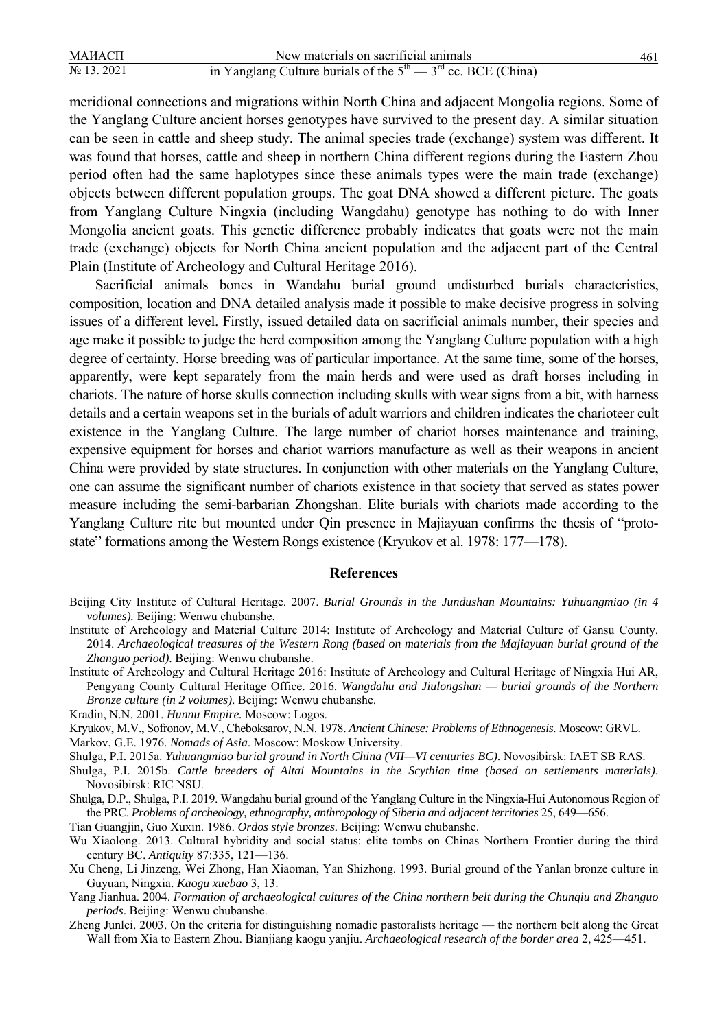meridional connections and migrations within North China and adjacent Mongolia regions. Some of the Yanglang Culture ancient horses genotypes have survived to the present day. A similar situation can be seen in cattle and sheep study. The animal species trade (exchange) system was different. It was found that horses, cattle and sheep in northern China different regions during the Eastern Zhou period often had the same haplotypes since these animals types were the main trade (exchange) objects between different population groups. The goat DNA showed a different picture. The goats from Yanglang Culture Ningxia (including Wangdahu) genotype has nothing to do with Inner Mongolia ancient goats. This genetic difference probably indicates that goats were not the main trade (exchange) objects for North China ancient population and the adjacent part of the Central Plain (Institute of Archeology and Cultural Heritage 2016).

Sacrificial animals bones in Wandahu burial ground undisturbed burials characteristics, composition, location and DNA detailed analysis made it possible to make decisive progress in solving issues of a different level. Firstly, issued detailed data on sacrificial animals number, their species and age make it possible to judge the herd composition among the Yanglang Culture population with a high degree of certainty. Horse breeding was of particular importance. At the same time, some of the horses, apparently, were kept separately from the main herds and were used as draft horses including in chariots. The nature of horse skulls connection including skulls with wear signs from a bit, with harness details and a certain weapons set in the burials of adult warriors and children indicates the charioteer cult existence in the Yanglang Culture. The large number of chariot horses maintenance and training, expensive equipment for horses and chariot warriors manufacture as well as their weapons in ancient China were provided by state structures. In conjunction with other materials on the Yanglang Culture, one can assume the significant number of chariots existence in that society that served as states power measure including the semi-barbarian Zhongshan. Elite burials with chariots made according to the Yanglang Culture rite but mounted under Qin presence in Majiayuan confirms the thesis of "proto-state" formations among the Western Rongs existence (Kryukov et al. 1978: 177—178).

## References

Beijing City Institute of Cultural Heritage. 2007. *Burial Grounds in the Jundushan Mountains: Yuhuangmiao (in 4 volumes).* Beijing: Wenwu chubanshe.

Institute of Archeology and Material Culture 2014: Institute of Archeology and Material Culture of Gansu County. 2014. *Archaeological treasures of the Western Rong (based on materials from the Majiayuan burial ground of the Zhanguo period)*. Beijing: Wenwu chubanshe.

Institute of Archeology and Cultural Heritage 2016: Institute of Archeology and Cultural Heritage of Ningxia Hui AR, Pengyang County Cultural Heritage Office. 2016. *Wangdahu and Jiulongshan — burial grounds of the Northern Bronze culture (in 2 volumes)*. Beijing: Wenwu chubanshe.

Kradin, N.N. 2001. *Hunnu Empire.* Moscow: Logos.

Kryukov, M.V., Sofronov, M.V., Cheboksarov, N.N. 1978. *Ancient Chinese: Problems of Ethnogenesis.* Moscow: GRVL.

Markov, G.E. 1976. *Nomads of Asia*. Moscow: Moskow University.

Shulga, P.I. 2015a. *Yuhuangmiao burial ground in North China (VII—VI centuries BC)*. Novosibirsk: IAET SB RAS.

Shulga, P.I. 2015b. *Cattle breeders of Altai Mountains in the Scythian time (based on settlements materials)*. Novosibirsk: RIC NSU.

Shulga, D.P., Shulga, P.I. 2019. Wangdahu burial ground of the Yanglang Culture in the Ningxia-Hui Autonomous Region of the PRC. *Problems of archeology, ethnography, anthropology of Siberia and adjacent territories* 25, 649—656.

Tian Guangjin, Guo Xuxin. 1986. *Ordos style bronzes.* Beijing: Wenwu chubanshe.

Wu Xiaolong. 2013. Cultural hybridity and social status: elite tombs on Chinas Northern Frontier during the third century BC. *Antiquity* 87:335, 121—136.

Xu Cheng, Li Jinzeng, Wei Zhong, Han Xiaoman, Yan Shizhong. 1993. Burial ground of the Yanlan bronze culture in Guyuan, Ningxia. *Kaogu xuebao* 3, 13.

Yang Jianhua. 2004. *Formation of archaeological cultures of the China northern belt during the Chunqiu and Zhanguo periods*. Beijing: Wenwu chubanshe.

Zheng Junlei. 2003. On the criteria for distinguishing nomadic pastoralists heritage — the northern belt along the Great Wall from Xia to Eastern Zhou. Bianjiang kaogu yanjiu. *Archaeological research of the border area* 2, 425—451.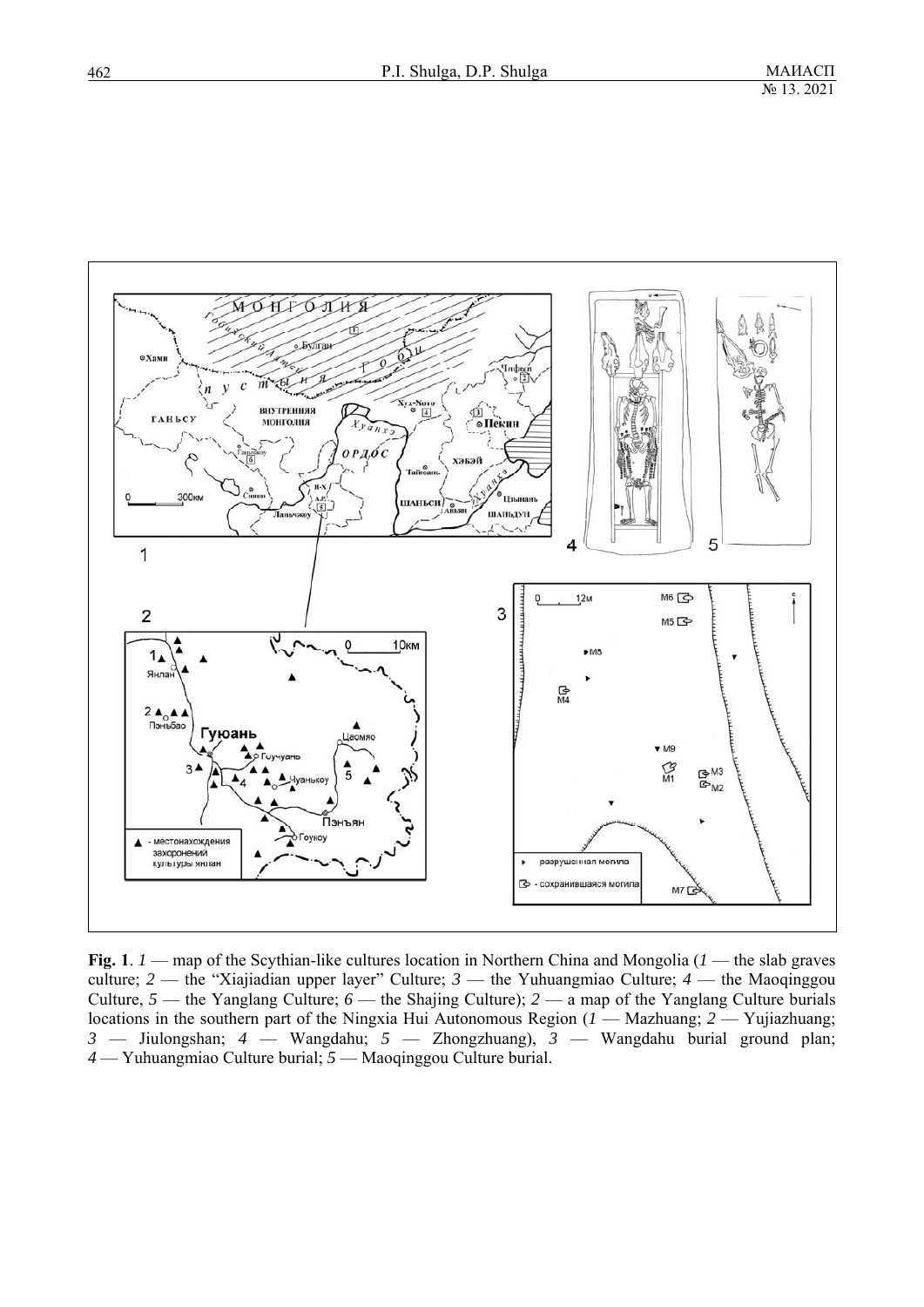**Fig. 1**. *1* — map of the Scythian-like cultures location in Northern China and Mongolia (*1* — the slab graves culture; *2* — the "Xiajiadian upper layer" Culture; *3* — the Yuhuangmiao Culture; *4* — the Maoqinggou Culture, *5* — the Yanglang Culture; *6* — the Shajing Culture); *2* — a map of the Yanglang Culture burials locations in the southern part of the Ningxia Hui Autonomous Region (*1* — Mazhuang; *2* — Yujiazhuang; *3* — Jiulongshan; *4* — Wangdahu; *5* — Zhongzhuang), *3* — Wangdahu burial ground plan; *4* — Yuhuangmiao Culture burial; *5* — Maoqinggou Culture burial.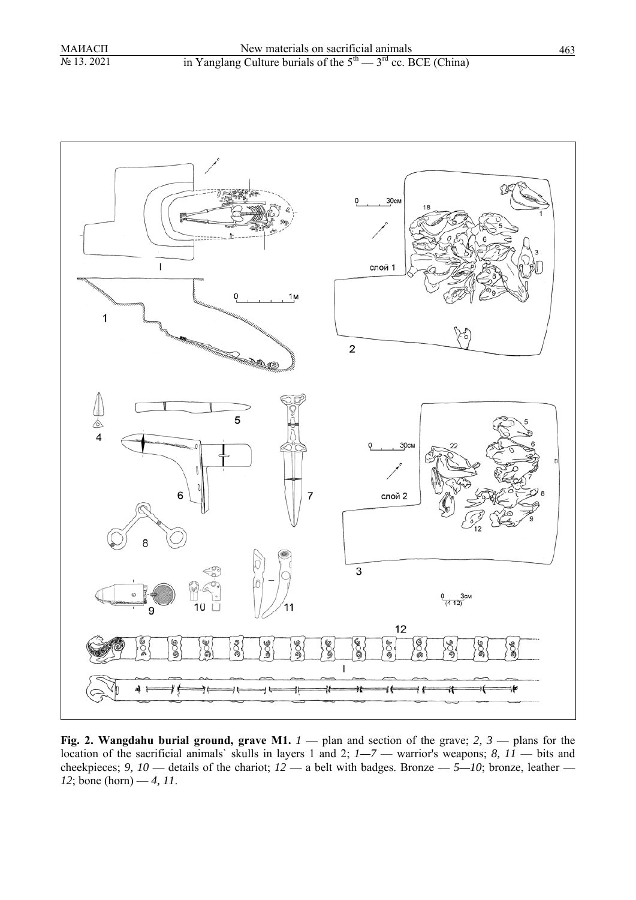**Fig. 2. Wangdahu burial ground, grave M1.** *1* — plan and section of the grave; *2, 3* — plans for the location of the sacrificial animals` skulls in layers 1 and 2; *1—7* — warrior's weapons; *8, 11* — bits and cheekpieces; *9, 10* — details of the chariot; *12* — a belt with badges. Bronze — *5—10*; bronze, leather — *12*; bone (horn) — *4, 11*.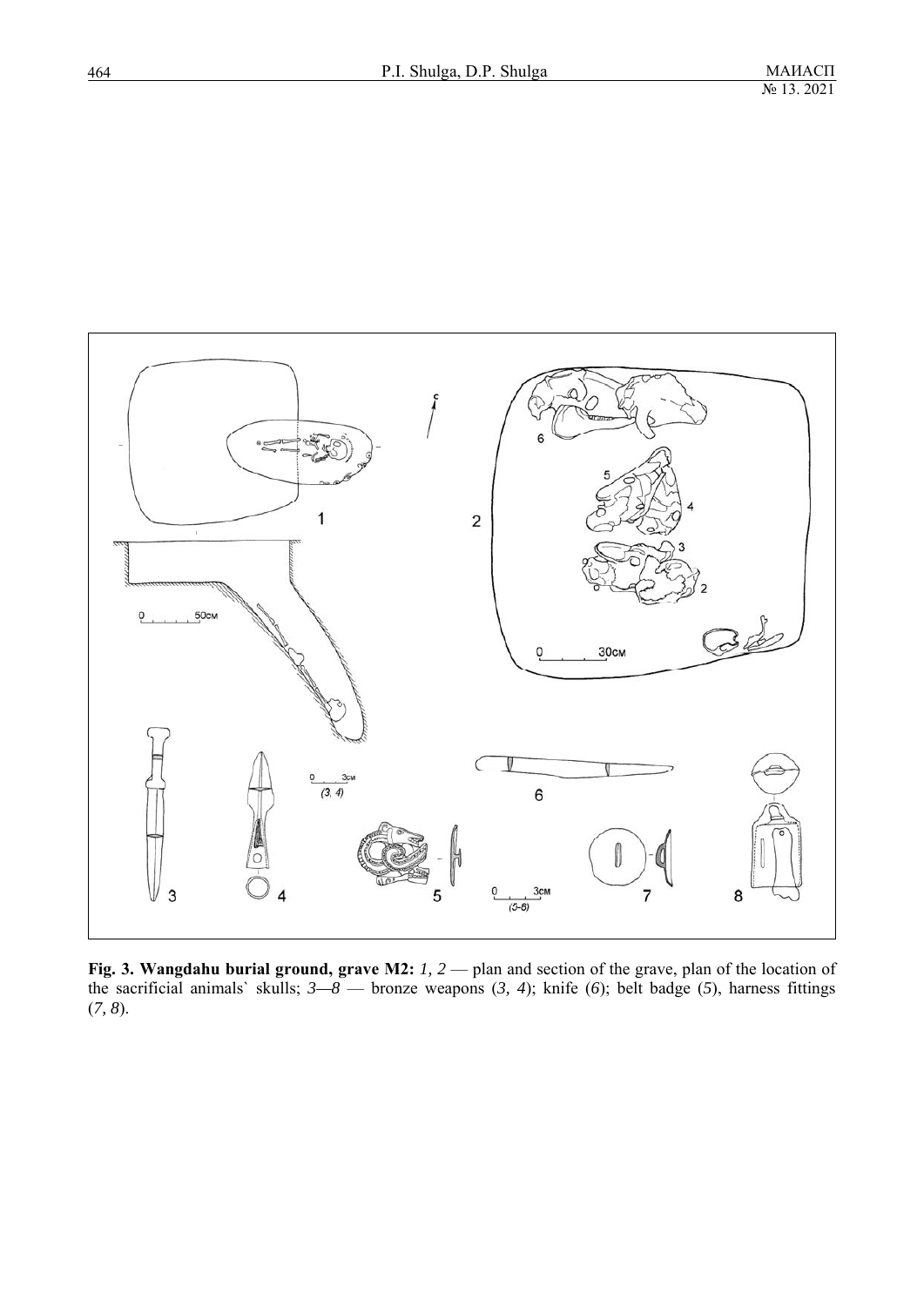**Fig. 3. Wangdahu burial ground, grave M2:** *1, 2* — plan and section of the grave, plan of the location of the sacrificial animals` skulls; *3—8* — bronze weapons (*3, 4*); knife (*6*); belt badge (*5*), harness fittings (*7, 8*).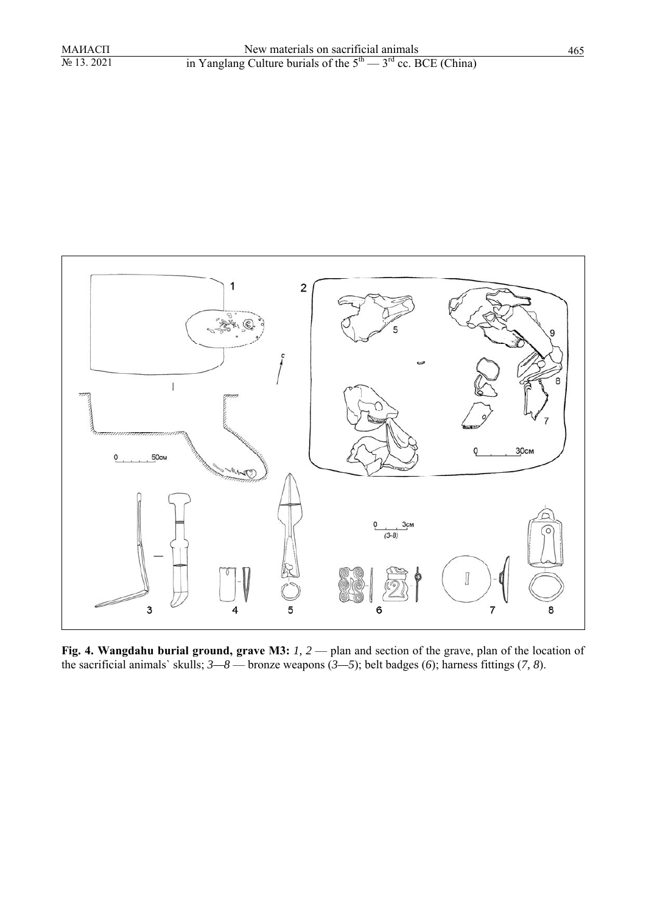**Fig. 4. Wangdahu burial ground, grave M3:** *1, 2* — plan and section of the grave, plan of the location of the sacrificial animals` skulls; *3—8* — bronze weapons (*3—5*); belt badges (*6*); harness fittings (*7, 8*).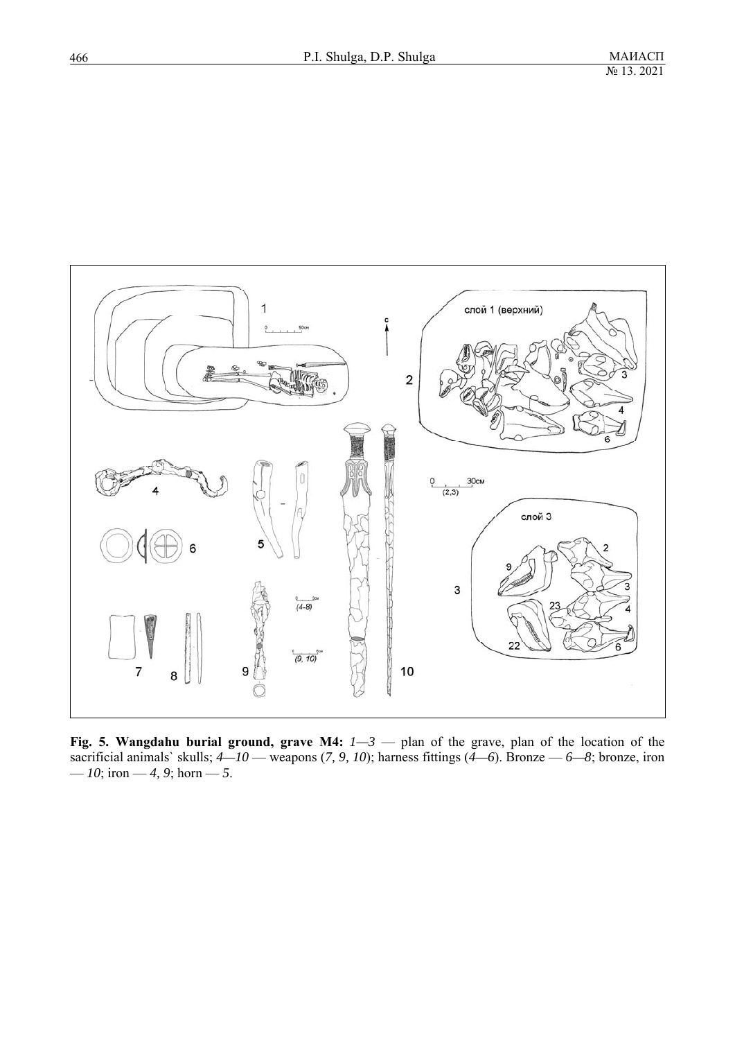**Fig. 5. Wangdahu burial ground, grave M4:** *1—3* — plan of the grave, plan of the location of the sacrificial animals` skulls; *4—10* — weapons (*7, 9, 10*); harness fittings (*4—6*). Bronze — *6—8*; bronze, iron — *10*; iron — *4, 9*; horn — *5*.